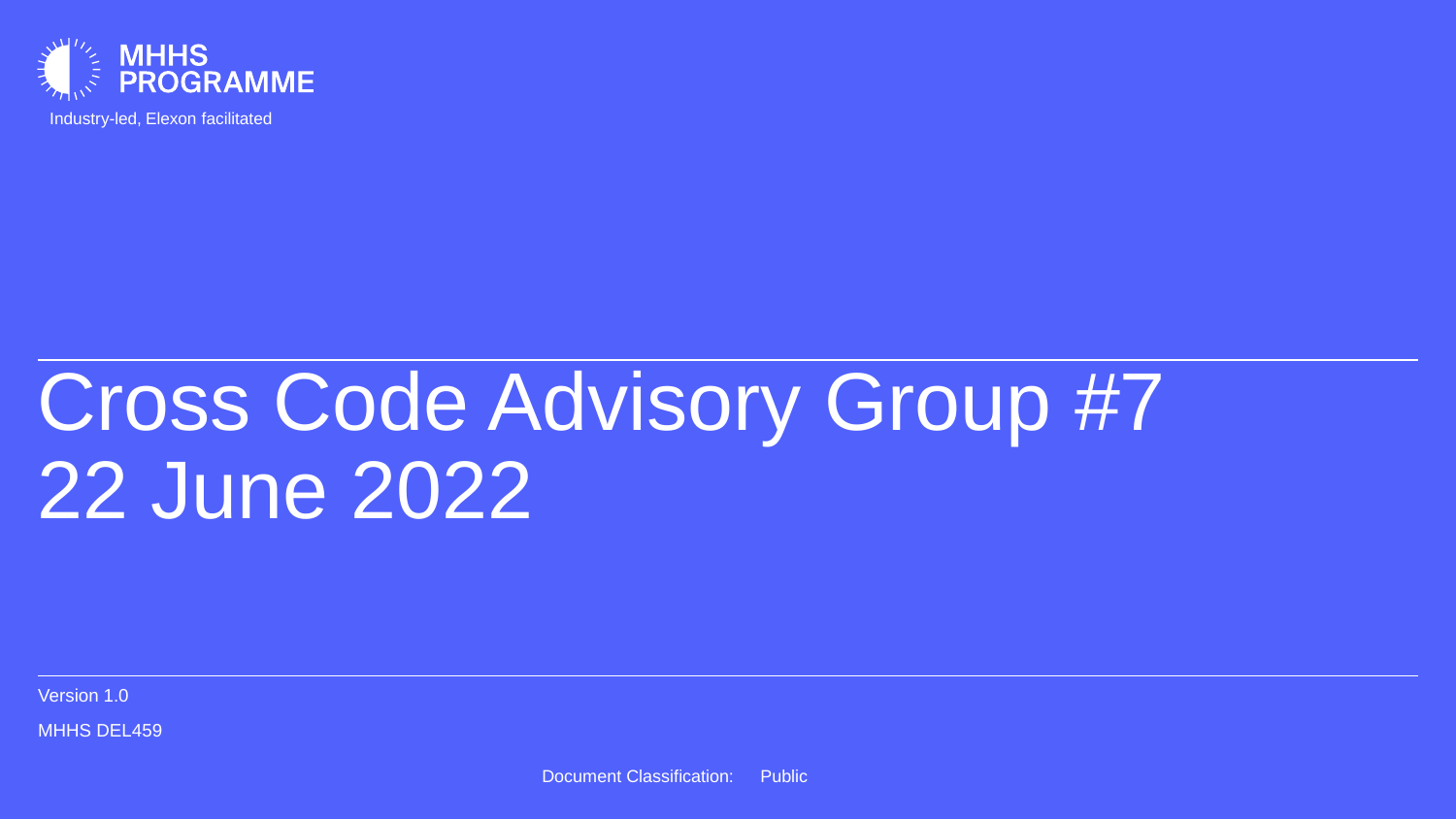MHHS PROGRAMME

Industry-led, Elexon facilitated

# Cross Code Advisory Group #7
# 22 June 2022

Version 1.0

MHHS DEL459

Document Classification: Public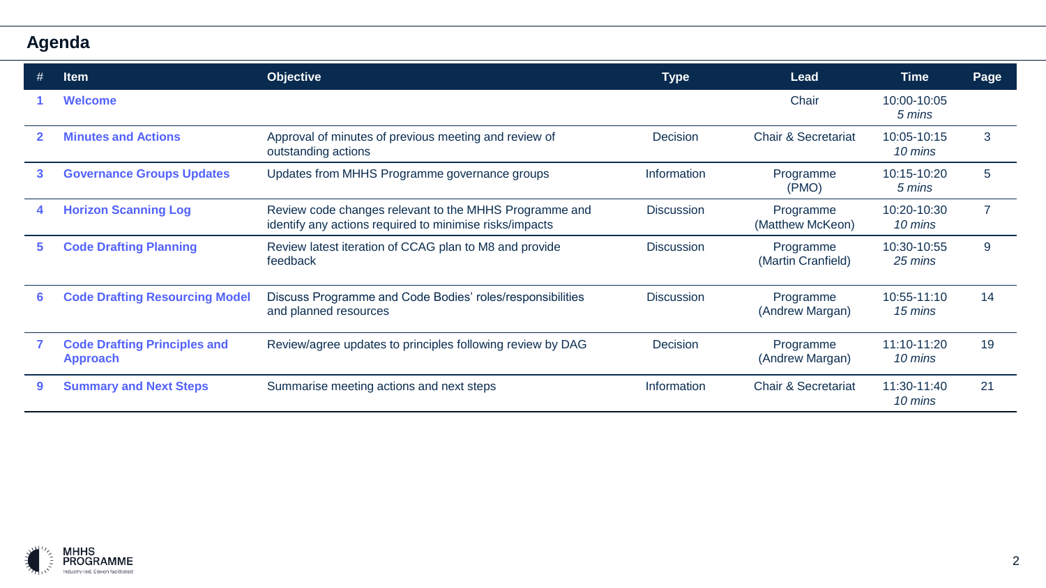## Agenda

| # | Item | Objective | Type | Lead | Time | Page |
|---|---|---|---|---|---|---|
| 1 | **Welcome** | | | Chair | 10:00-10:05 *5 mins* | |
| 2 | **Minutes and Actions** | Approval of minutes of previous meeting and review of outstanding actions | Decision | Chair & Secretariat | 10:05-10:15 *10 mins* | 3 |
| 3 | **Governance Groups Updates** | Updates from MHHS Programme governance groups | Information | Programme (PMO) | 10:15-10:20 *5 mins* | 5 |
| 4 | **Horizon Scanning Log** | Review code changes relevant to the MHHS Programme and identify any actions required to minimise risks/impacts | Discussion | Programme (Matthew McKeon) | 10:20-10:30 *10 mins* | 7 |
| 5 | **Code Drafting Planning** | Review latest iteration of CCAG plan to M8 and provide feedback | Discussion | Programme (Martin Cranfield) | 10:30-10:55 *25 mins* | 9 |
| 6 | **Code Drafting Resourcing Model** | Discuss Programme and Code Bodies' roles/responsibilities and planned resources | Discussion | Programme (Andrew Margan) | 10:55-11:10 *15 mins* | 14 |
| 7 | **Code Drafting Principles and Approach** | Review/agree updates to principles following review by DAG | Decision | Programme (Andrew Margan) | 11:10-11:20 *10 mins* | 19 |
| 9 | **Summary and Next Steps** | Summarise meeting actions and next steps | Information | Chair & Secretariat | 11:30-11:40 *10 mins* | 21 |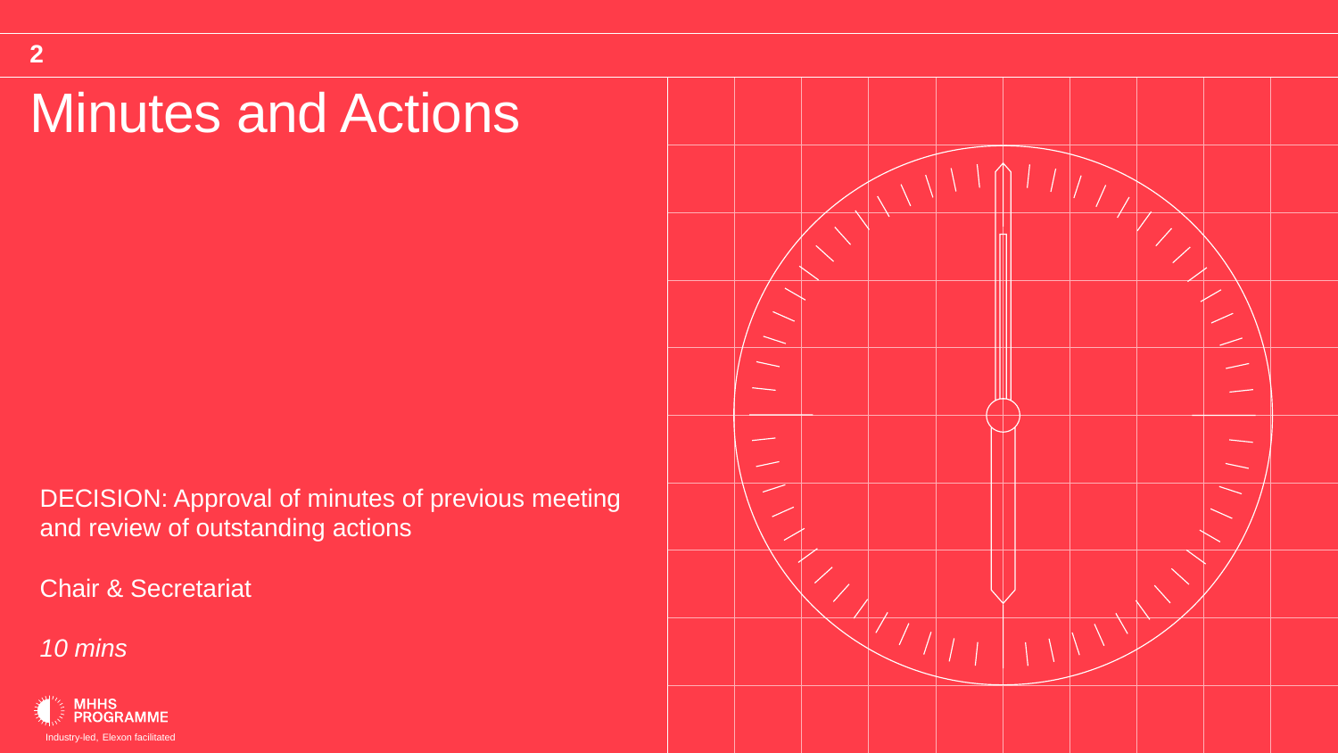# Minutes and Actions

DECISION: Approval of minutes of previous meeting and review of outstanding actions

Chair & Secretariat

*10 mins*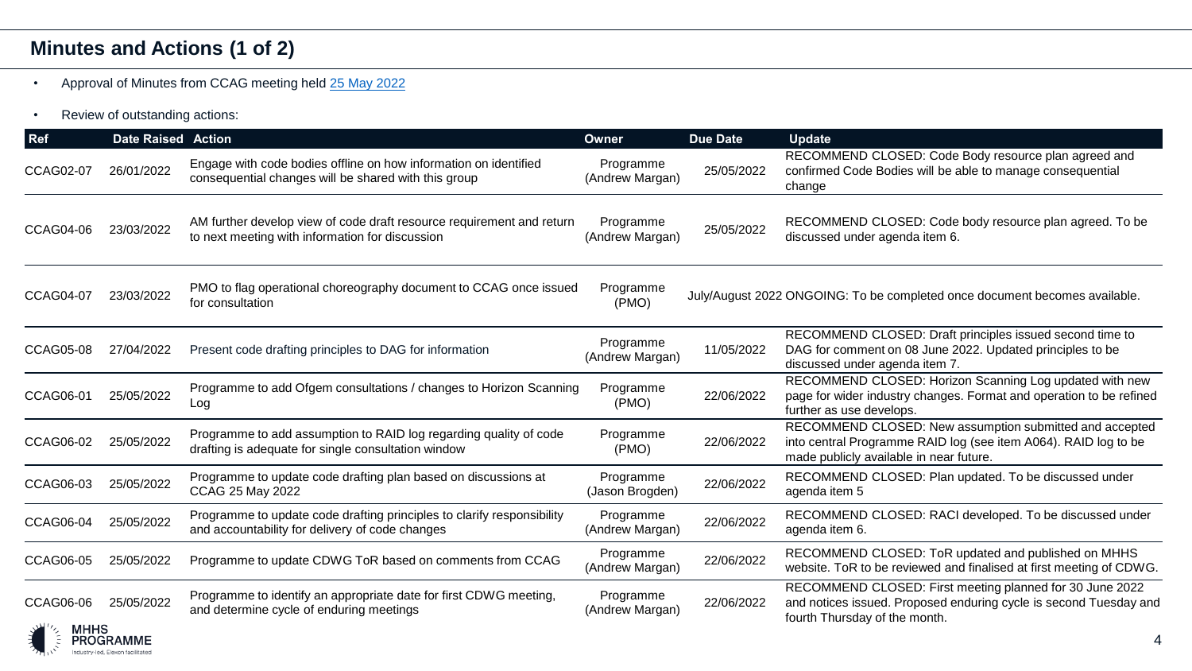## Minutes and Actions (1 of 2)

- Approval of Minutes from CCAG meeting held 25 May 2022
- Review of outstanding actions:

| Ref | Date Raised | Action | Owner | Due Date | Update |
|---|---|---|---|---|---|
| CCAG02-07 | 26/01/2022 | Engage with code bodies offline on how information on identified consequential changes will be shared with this group | Programme (Andrew Margan) | 25/05/2022 | RECOMMEND CLOSED: Code Body resource plan agreed and confirmed Code Bodies will be able to manage consequential change |
| CCAG04-06 | 23/03/2022 | AM further develop view of code draft resource requirement and return to next meeting with information for discussion | Programme (Andrew Margan) | 25/05/2022 | RECOMMEND CLOSED: Code body resource plan agreed. To be discussed under agenda item 6. |
| CCAG04-07 | 23/03/2022 | PMO to flag operational choreography document to CCAG once issued for consultation | Programme (PMO) | July/August 2022 | ONGOING: To be completed once document becomes available. |
| CCAG05-08 | 27/04/2022 | Present code drafting principles to DAG for information | Programme (Andrew Margan) | 11/05/2022 | RECOMMEND CLOSED: Draft principles issued second time to DAG for comment on 08 June 2022. Updated principles to be discussed under agenda item 7. |
| CCAG06-01 | 25/05/2022 | Programme to add Ofgem consultations / changes to Horizon Scanning Log | Programme (PMO) | 22/06/2022 | RECOMMEND CLOSED: Horizon Scanning Log updated with new page for wider industry changes. Format and operation to be refined further as use develops. |
| CCAG06-02 | 25/05/2022 | Programme to add assumption to RAID log regarding quality of code drafting is adequate for single consultation window | Programme (PMO) | 22/06/2022 | RECOMMEND CLOSED: New assumption submitted and accepted into central Programme RAID log (see item A064). RAID log to be made publicly available in near future. |
| CCAG06-03 | 25/05/2022 | Programme to update code drafting plan based on discussions at CCAG 25 May 2022 | Programme (Jason Brogden) | 22/06/2022 | RECOMMEND CLOSED: Plan updated. To be discussed under agenda item 5 |
| CCAG06-04 | 25/05/2022 | Programme to update code drafting principles to clarify responsibility and accountability for delivery of code changes | Programme (Andrew Margan) | 22/06/2022 | RECOMMEND CLOSED: RACI developed. To be discussed under agenda item 6. |
| CCAG06-05 | 25/05/2022 | Programme to update CDWG ToR based on comments from CCAG | Programme (Andrew Margan) | 22/06/2022 | RECOMMEND CLOSED: ToR updated and published on MHHS website. ToR to be reviewed and finalised at first meeting of CDWG. |
| CCAG06-06 | 25/05/2022 | Programme to identify an appropriate date for first CDWG meeting, and determine cycle of enduring meetings | Programme (Andrew Margan) | 22/06/2022 | RECOMMEND CLOSED: First meeting planned for 30 June 2022 and notices issued. Proposed enduring cycle is second Tuesday and fourth Thursday of the month. |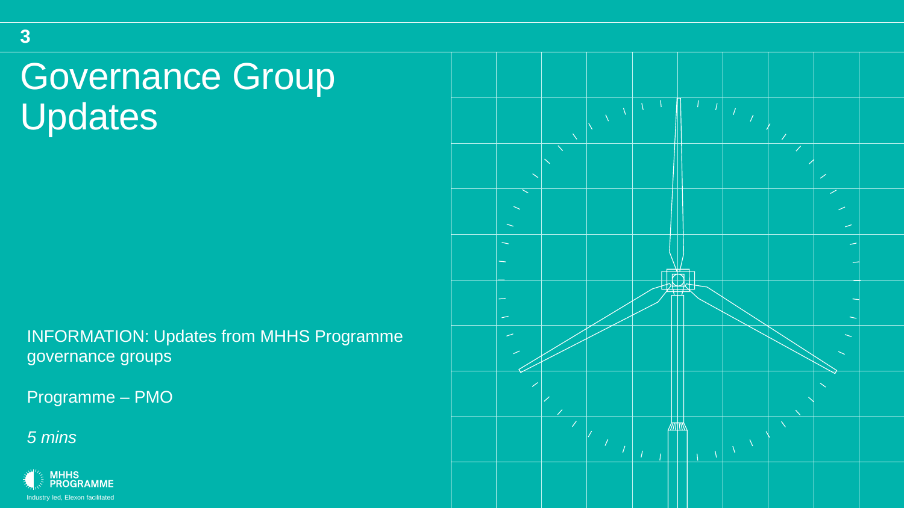# Governance Group Updates

INFORMATION: Updates from MHHS Programme governance groups

Programme – PMO

*5 mins*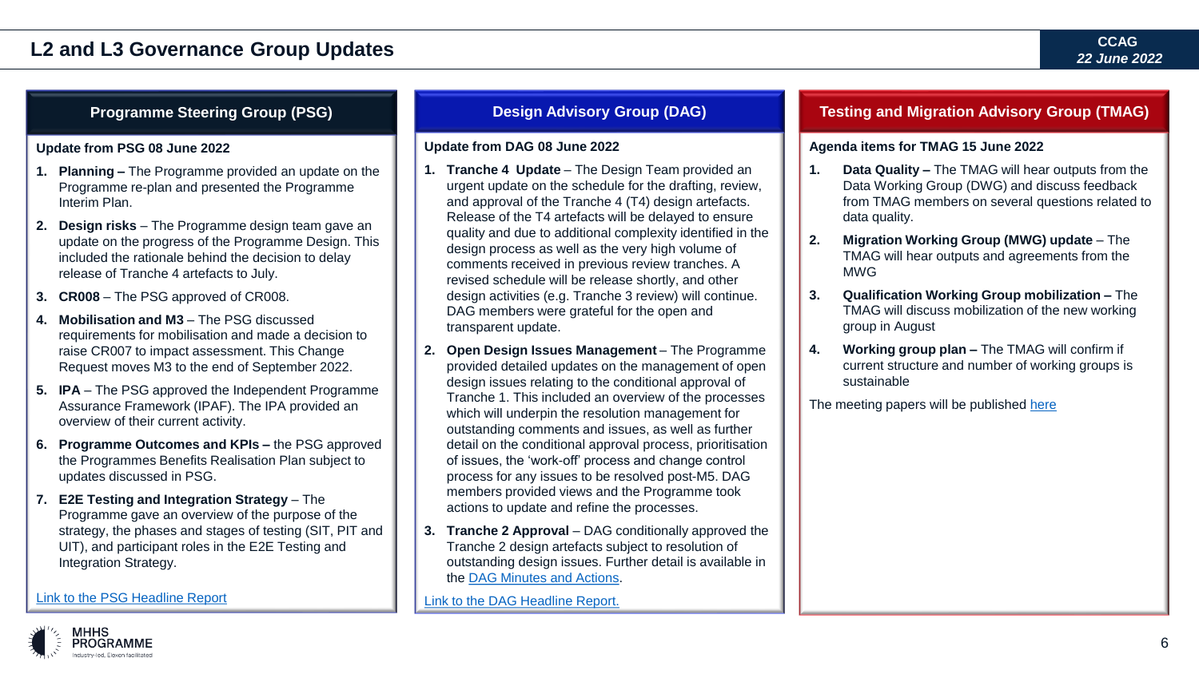# L2 and L3 Governance Group Updates

CCAG
*22 June 2022*

## Programme Steering Group (PSG)

**Update from PSG 08 June 2022**

1. **Planning –** The Programme provided an update on the Programme re-plan and presented the Programme Interim Plan.
2. **Design risks** – The Programme design team gave an update on the progress of the Programme Design. This included the rationale behind the decision to delay release of Tranche 4 artefacts to July.
3. **CR008** – The PSG approved of CR008.
4. **Mobilisation and M3** – The PSG discussed requirements for mobilisation and made a decision to raise CR007 to impact assessment. This Change Request moves M3 to the end of September 2022.
5. **IPA** – The PSG approved the Independent Programme Assurance Framework (IPAF). The IPA provided an overview of their current activity.
6. **Programme Outcomes and KPIs –** the PSG approved the Programmes Benefits Realisation Plan subject to updates discussed in PSG.
7. **E2E Testing and Integration Strategy** – The Programme gave an overview of the purpose of the strategy, the phases and stages of testing (SIT, PIT and UIT), and participant roles in the E2E Testing and Integration Strategy.

Link to the PSG Headline Report

## Design Advisory Group (DAG)

**Update from DAG 08 June 2022**

1. **Tranche 4 Update** – The Design Team provided an urgent update on the schedule for the drafting, review, and approval of the Tranche 4 (T4) design artefacts. Release of the T4 artefacts will be delayed to ensure quality and due to additional complexity identified in the design process as well as the very high volume of comments received in previous review tranches. A revised schedule will be release shortly, and other design activities (e.g. Tranche 3 review) will continue. DAG members were grateful for the open and transparent update.
2. **Open Design Issues Management** – The Programme provided detailed updates on the management of open design issues relating to the conditional approval of Tranche 1. This included an overview of the processes which will underpin the resolution management for outstanding comments and issues, as well as further detail on the conditional approval process, prioritisation of issues, the 'work-off' process and change control process for any issues to be resolved post-M5. DAG members provided views and the Programme took actions to update and refine the processes.
3. **Tranche 2 Approval** – DAG conditionally approved the Tranche 2 design artefacts subject to resolution of outstanding design issues. Further detail is available in the DAG Minutes and Actions.

Link to the DAG Headline Report.

## Testing and Migration Advisory Group (TMAG)

**Agenda items for TMAG 15 June 2022**

1. **Data Quality –** The TMAG will hear outputs from the Data Working Group (DWG) and discuss feedback from TMAG members on several questions related to data quality.
2. **Migration Working Group (MWG) update** – The TMAG will hear outputs and agreements from the MWG
3. **Qualification Working Group mobilization –** The TMAG will discuss mobilization of the new working group in August
4. **Working group plan –** The TMAG will confirm if current structure and number of working groups is sustainable

The meeting papers will be published here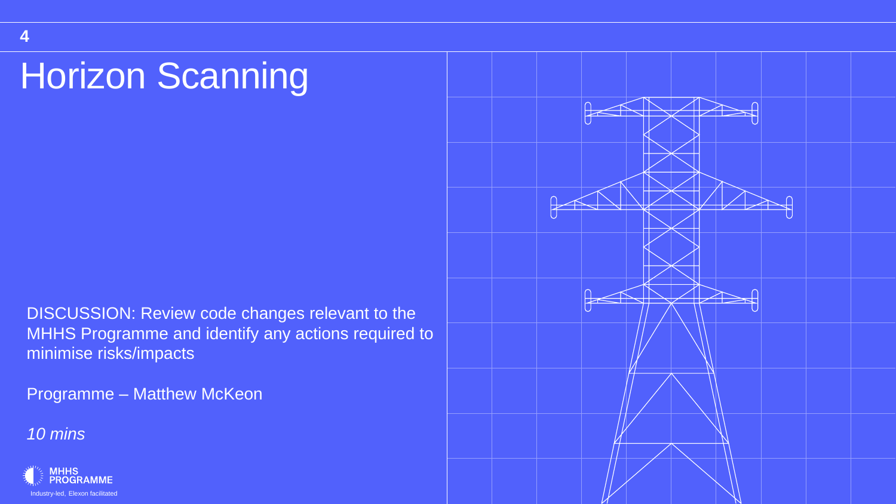# Horizon Scanning

DISCUSSION: Review code changes relevant to the MHHS Programme and identify any actions required to minimise risks/impacts

Programme – Matthew McKeon

*10 mins*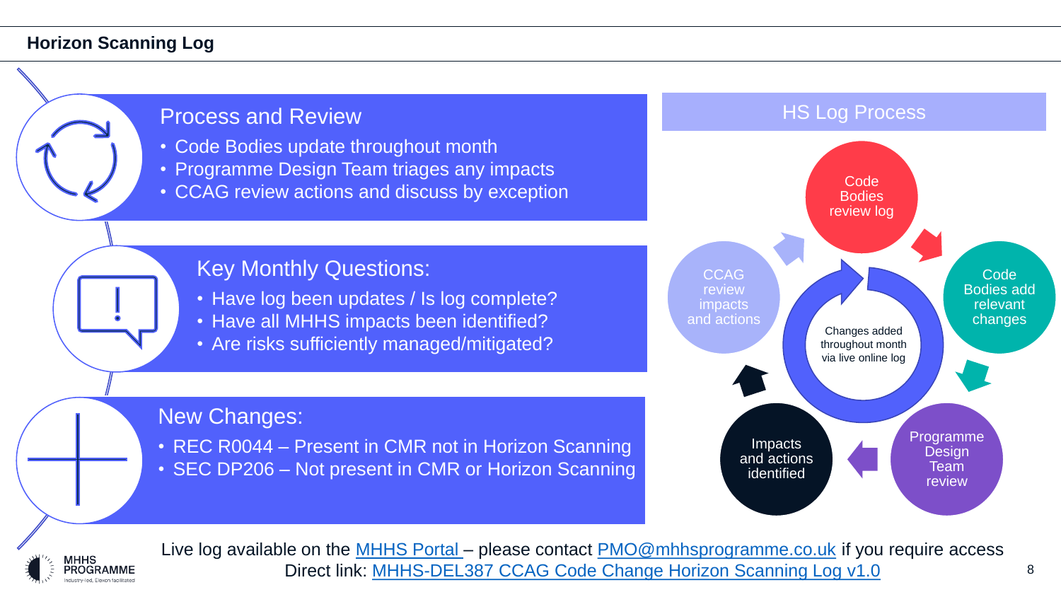# Horizon Scanning Log

## Process and Review

- Code Bodies update throughout month
- Programme Design Team triages any impacts
- CCAG review actions and discuss by exception

## Key Monthly Questions:

- Have log been updates / Is log complete?
- Have all MHHS impacts been identified?
- Are risks sufficiently managed/mitigated?

## New Changes:

- REC R0044 – Present in CMR not in Horizon Scanning
- SEC DP206 – Not present in CMR or Horizon Scanning

## HS Log Process

Changes added throughout month via live online log

- Code Bodies review log
- Code Bodies add relevant changes
- Programme Design Team review
- Impacts and actions identified
- CCAG review impacts and actions

Live log available on the MHHS Portal – please contact PMO@mhhsprogramme.co.uk if you require access

Direct link: MHHS-DEL387 CCAG Code Change Horizon Scanning Log v1.0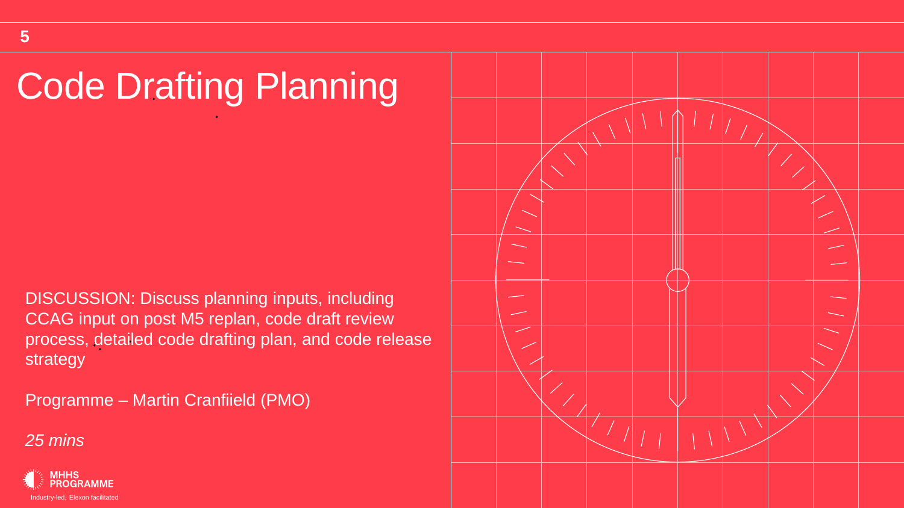# Code Drafting Planning

DISCUSSION: Discuss planning inputs, including CCAG input on post M5 replan, code draft review process, detailed code drafting plan, and code release strategy

Programme – Martin Cranfiield (PMO)

*25 mins*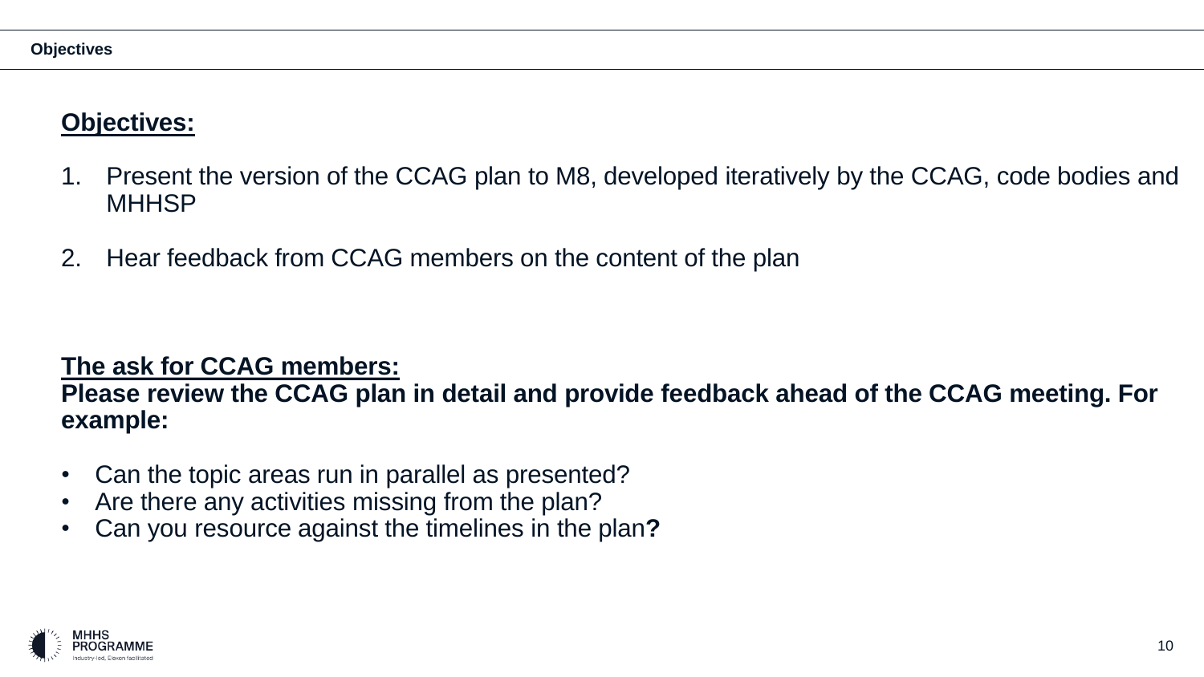**Objectives**

## Objectives:

1. Present the version of the CCAG plan to M8, developed iteratively by the CCAG, code bodies and MHHSP

2. Hear feedback from CCAG members on the content of the plan

## The ask for CCAG members:

**Please review the CCAG plan in detail and provide feedback ahead of the CCAG meeting. For example:**

- Can the topic areas run in parallel as presented?
- Are there any activities missing from the plan?
- Can you resource against the timelines in the plan**?**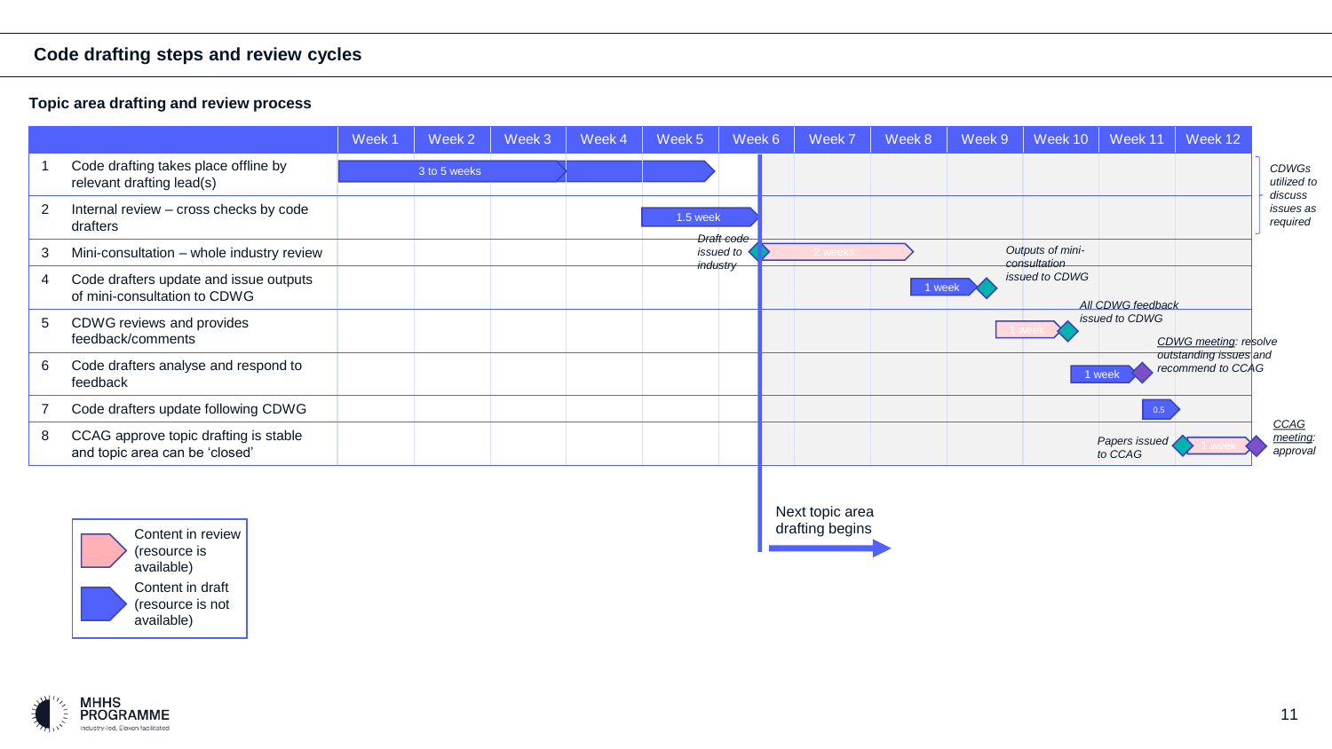## Code drafting steps and review cycles

### Topic area drafting and review process

| | | Week 1 | Week 2 | Week 3 | Week 4 | Week 5 | Week 6 | Week 7 | Week 8 | Week 9 | Week 10 | Week 11 | Week 12 |
|---|---|---|---|---|---|---|---|---|---|---|---|---|---|
| 1 | Code drafting takes place offline by relevant drafting lead(s) | 3 to 5 weeks | | | | | | | | | | | |
| 2 | Internal review – cross checks by code drafters | | | | | 1.5 week | | | | | | | |
| 3 | Mini-consultation – whole industry review | | | | | | Draft code issued to industry; 2 weeks | | | | | | |
| 4 | Code drafters update and issue outputs of mini-consultation to CDWG | | | | | | | | 1 week | Outputs of mini-consultation issued to CDWG | | | |
| 5 | CDWG reviews and provides feedback/comments | | | | | | | | | 1 week | All CDWG feedback issued to CDWG | | |
| 6 | Code drafters analyse and respond to feedback | | | | | | | | | | 1 week | CDWG meeting: resolve outstanding issues and recommend to CCAG | |
| 7 | Code drafters update following CDWG | | | | | | | | | | | 0.5 | |
| 8 | CCAG approve topic drafting is stable and topic area can be 'closed' | | | | | | | | | | | Papers issued to CCAG | 1 week; CCAG meeting: approval |

*CDWGs utilized to discuss issues as required*

Next topic area drafting begins (from Week 6)

Legend:
- Content in review (resource is available)
- Content in draft (resource is not available)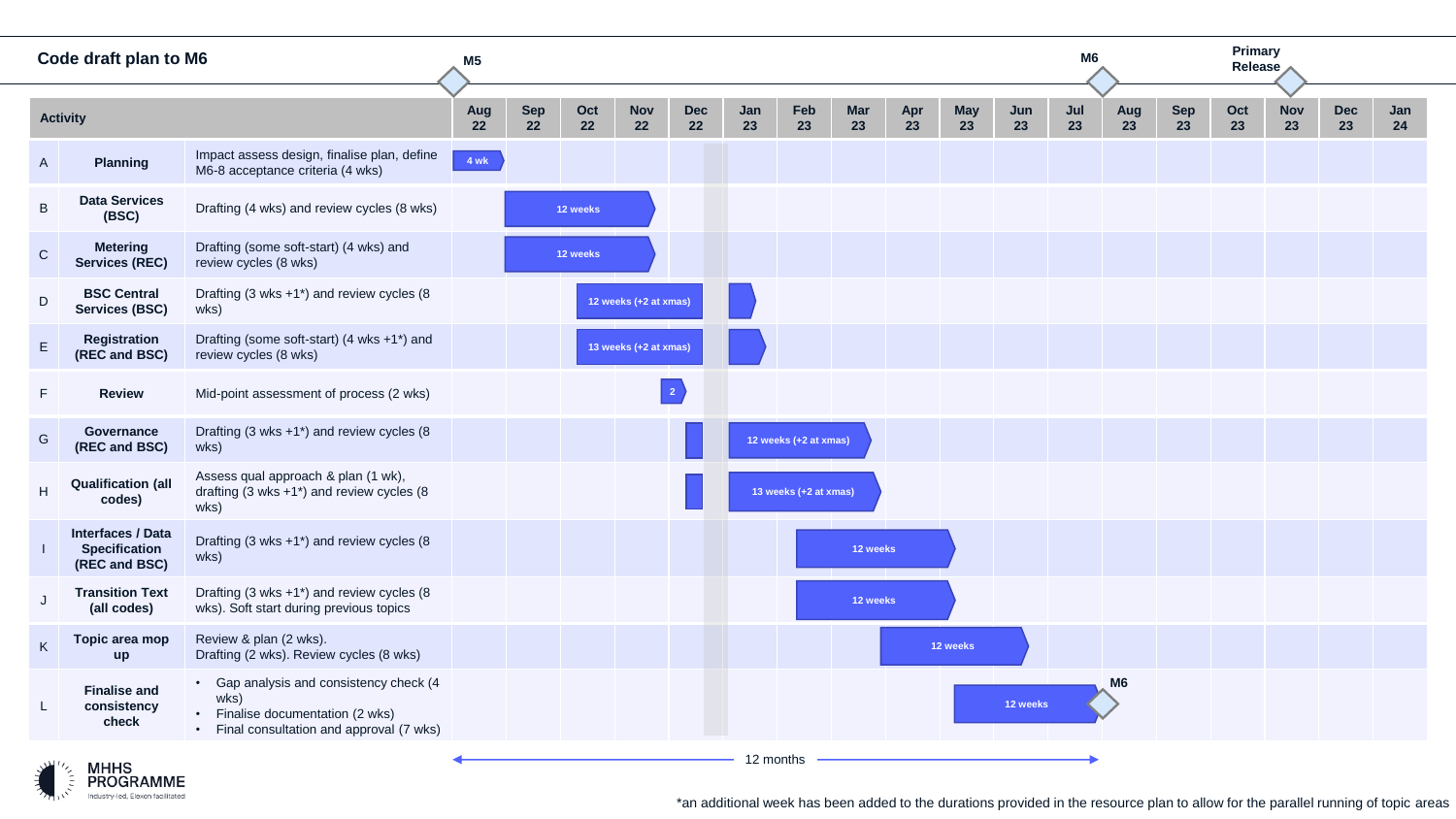## Code draft plan to M6

Milestones: M5 (Aug 22), M6 (Aug 23), Primary Release (Nov 23)

| | Activity | Description | Timing |
|---|---|---|---|
| A | Planning | Impact assess design, finalise plan, define M6-8 acceptance criteria (4 wks) | 4 wk (Aug 22) |
| B | Data Services (BSC) | Drafting (4 wks) and review cycles (8 wks) | 12 weeks (Sep 22 – Nov 22) |
| C | Metering Services (REC) | Drafting (some soft-start) (4 wks) and review cycles (8 wks) | 12 weeks (Sep 22 – Nov 22) |
| D | BSC Central Services (BSC) | Drafting (3 wks +1*) and review cycles (8 wks) | 12 weeks (+2 at xmas) (Oct 22 – Jan 23) |
| E | Registration (REC and BSC) | Drafting (some soft-start) (4 wks +1*) and review cycles (8 wks) | 13 weeks (+2 at xmas) (Oct 22 – Jan 23) |
| F | Review | Mid-point assessment of process (2 wks) | 2 (Nov 22) |
| G | Governance (REC and BSC) | Drafting (3 wks +1*) and review cycles (8 wks) | 12 weeks (+2 at xmas) (Dec 22 – Mar 23) |
| H | Qualification (all codes) | Assess qual approach & plan (1 wk), drafting (3 wks +1*) and review cycles (8 wks) | 13 weeks (+2 at xmas) (Dec 22 – Mar 23) |
| I | Interfaces / Data Specification (REC and BSC) | Drafting (3 wks +1*) and review cycles (8 wks) | 12 weeks (Feb 23 – Apr 23) |
| J | Transition Text (all codes) | Drafting (3 wks +1*) and review cycles (8 wks). Soft start during previous topics | 12 weeks (Feb 23 – Apr 23) |
| K | Topic area mop up | Review & plan (2 wks). Drafting (2 wks). Review cycles (8 wks) | 12 weeks (Mar 23 – Jun 23) |
| L | Finalise and consistency check | • Gap analysis and consistency check (4 wks)<br>• Finalise documentation (2 wks)<br>• Final consultation and approval (7 wks) | 12 weeks (May 23 – Jul 23), M6 |

12 months (M5 to M6)

*an additional week has been added to the durations provided in the resource plan to allow for the parallel running of topic areas

MHHS PROGRAMME
Industry-led, Elexon facilitated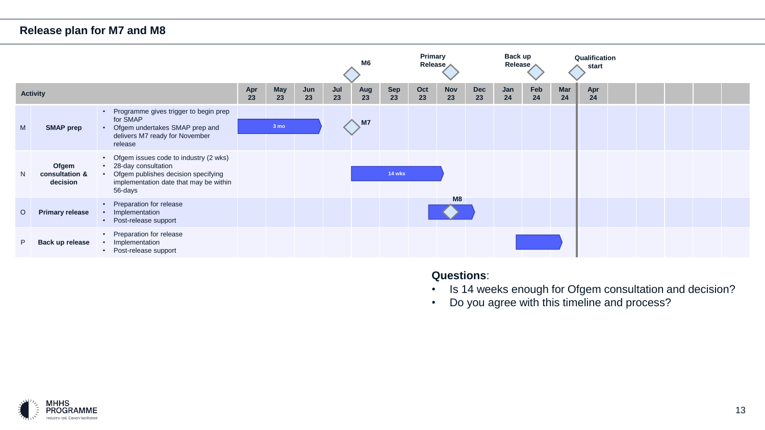## Release plan for M7 and M8

Milestones: M6 (Aug 23), Primary Release (Nov 23), Back up Release (Feb 24), Qualification start (Mar/Apr 24)

| | Activity | | Apr 23 | May 23 | Jun 23 | Jul 23 | Aug 23 | Sep 23 | Oct 23 | Nov 23 | Dec 23 | Jan 24 | Feb 24 | Mar 24 | Apr 24 |
|---|---|---|---|---|---|---|---|---|---|---|---|---|---|---|---|
| M | **SMAP prep** | • Programme gives trigger to begin prep for SMAP<br>• Ofgem undertakes SMAP prep and delivers M7 ready for November release | 3 mo | 3 mo | 3 mo | | M7 | | | | | | | | |
| N | **Ofgem consultation & decision** | • Ofgem issues code to industry (2 wks)<br>• 28-day consultation<br>• Ofgem publishes decision specifying implementation date that may be within 56-days | | | | | 14 wks | 14 wks | 14 wks | | | | | | |
| O | **Primary release** | • Preparation for release<br>• Implementation<br>• Post-release support | | | | | | | ■ | M8 | ■ | | | | |
| P | **Back up release** | • Preparation for release<br>• Implementation<br>• Post-release support | | | | | | | | | | ■ | ■ | | |

**Questions**:

- Is 14 weeks enough for Ofgem consultation and decision?
- Do you agree with this timeline and process?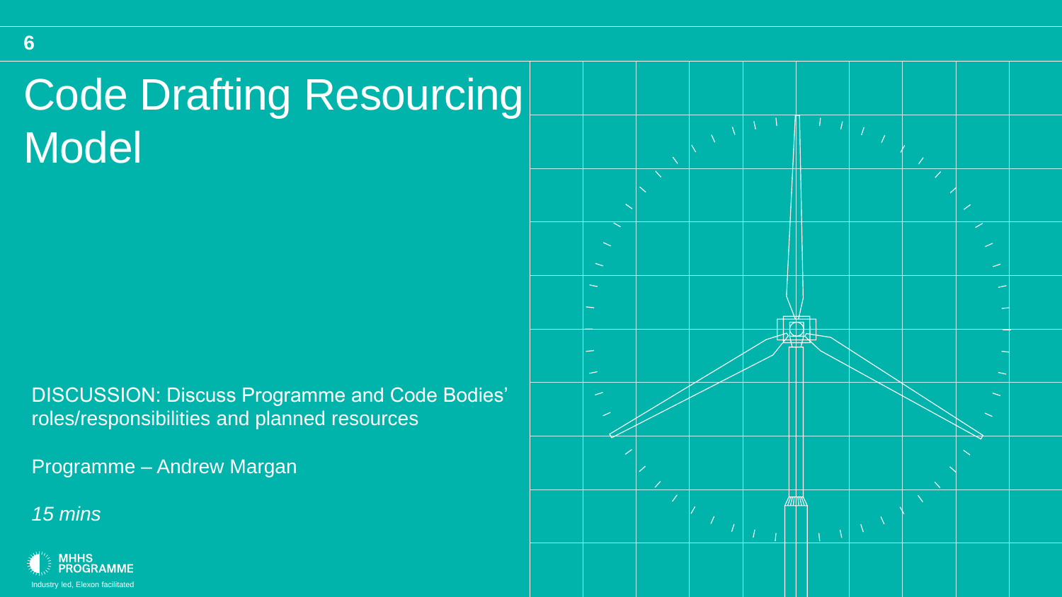# Code Drafting Resourcing Model

DISCUSSION: Discuss Programme and Code Bodies' roles/responsibilities and planned resources

Programme – Andrew Margan

*15 mins*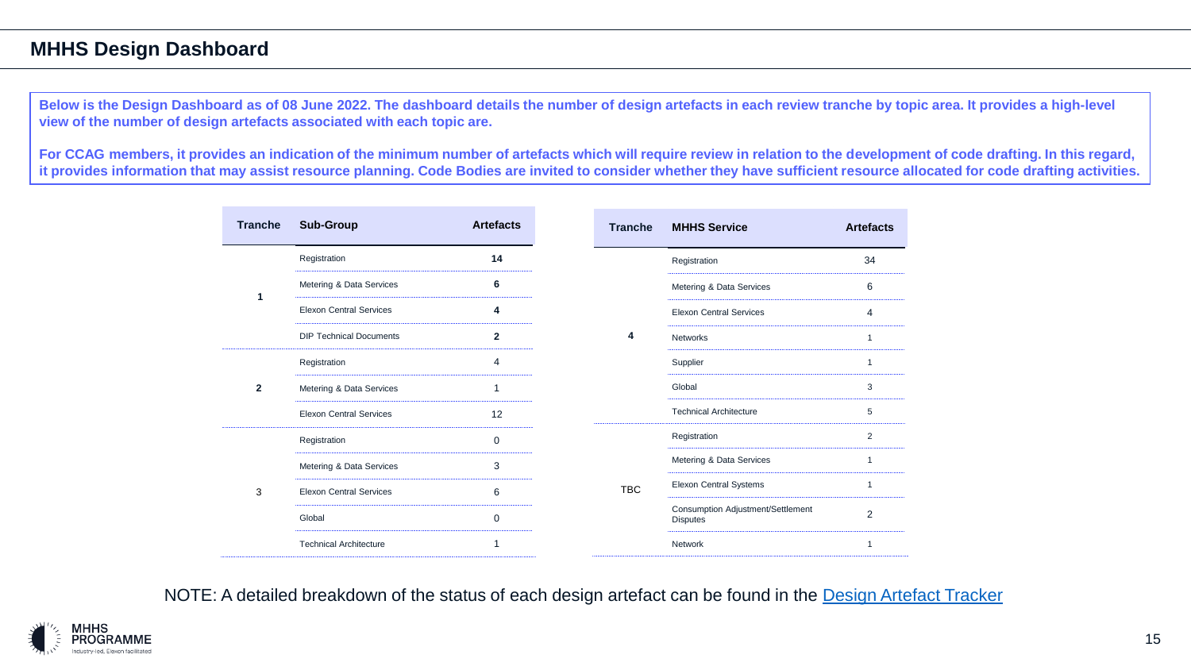# MHHS Design Dashboard

**Below is the Design Dashboard as of 08 June 2022. The dashboard details the number of design artefacts in each review tranche by topic area. It provides a high-level view of the number of design artefacts associated with each topic are.**

**For CCAG members, it provides an indication of the minimum number of artefacts which will require review in relation to the development of code drafting. In this regard, it provides information that may assist resource planning. Code Bodies are invited to consider whether they have sufficient resource allocated for code drafting activities.**

| Tranche | Sub-Group | Artefacts |
|---|---|---|
| 1 | Registration | 14 |
| | Metering & Data Services | 6 |
| | Elexon Central Services | 4 |
| | DIP Technical Documents | 2 |
| 2 | Registration | 4 |
| | Metering & Data Services | 1 |
| | Elexon Central Services | 12 |
| 3 | Registration | 0 |
| | Metering & Data Services | 3 |
| | Elexon Central Services | 6 |
| | Global | 0 |
| | Technical Architecture | 1 |

| Tranche | MHHS Service | Artefacts |
|---|---|---|
| 4 | Registration | 34 |
| | Metering & Data Services | 6 |
| | Elexon Central Services | 4 |
| | Networks | 1 |
| | Supplier | 1 |
| | Global | 3 |
| | Technical Architecture | 5 |
| TBC | Registration | 2 |
| | Metering & Data Services | 1 |
| | Elexon Central Systems | 1 |
| | Consumption Adjustment/Settlement Disputes | 2 |
| | Network | 1 |

NOTE: A detailed breakdown of the status of each design artefact can be found in the Design Artefact Tracker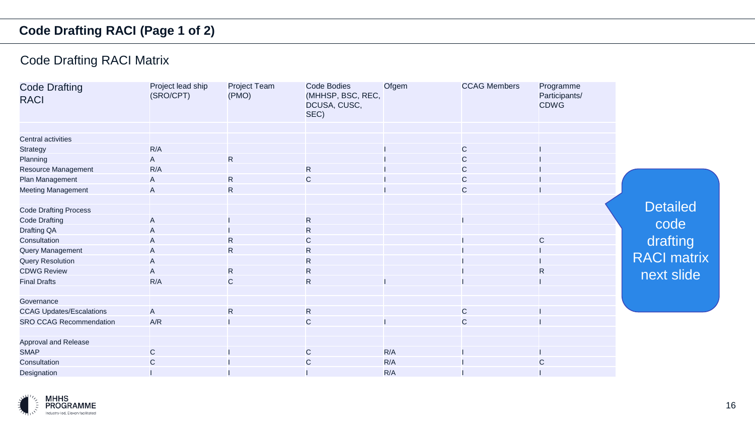## Code Drafting RACI (Page 1 of 2)

### Code Drafting RACI Matrix

| Code Drafting RACI | Project lead ship (SRO/CPT) | Project Team (PMO) | Code Bodies (MHHSP, BSC, REC, DCUSA, CUSC, SEC) | Ofgem | CCAG Members | Programme Participants/ CDWG |
|---|---|---|---|---|---|---|
| | | | | | | |
| **Central activities** | | | | | | |
| Strategy | R/A | | | I | C | I |
| Planning | A | R | | I | C | I |
| Resource Management | R/A | | R | I | C | I |
| Plan Management | A | R | C | I | C | I |
| Meeting Management | A | R | | I | C | I |
| | | | | | | |
| **Code Drafting Process** | | | | | | |
| Code Drafting | A | I | R | | I | |
| Drafting QA | A | I | R | | | |
| Consultation | A | R | C | | I | C |
| Query Management | A | R | R | | I | I |
| Query Resolution | A | | R | | I | I |
| CDWG Review | A | R | R | | I | R |
| Final Drafts | R/A | C | R | I | I | I |
| | | | | | | |
| **Governance** | | | | | | |
| CCAG Updates/Escalations | A | R | R | | C | I |
| SRO CCAG Recommendation | A/R | I | C | I | C | I |
| | | | | | | |
| **Approval and Release** | | | | | | |
| SMAP | C | I | C | R/A | I | I |
| Consultation | C | I | C | R/A | I | C |
| Designation | I | I | I | R/A | I | I |

Detailed code drafting RACI matrix next slide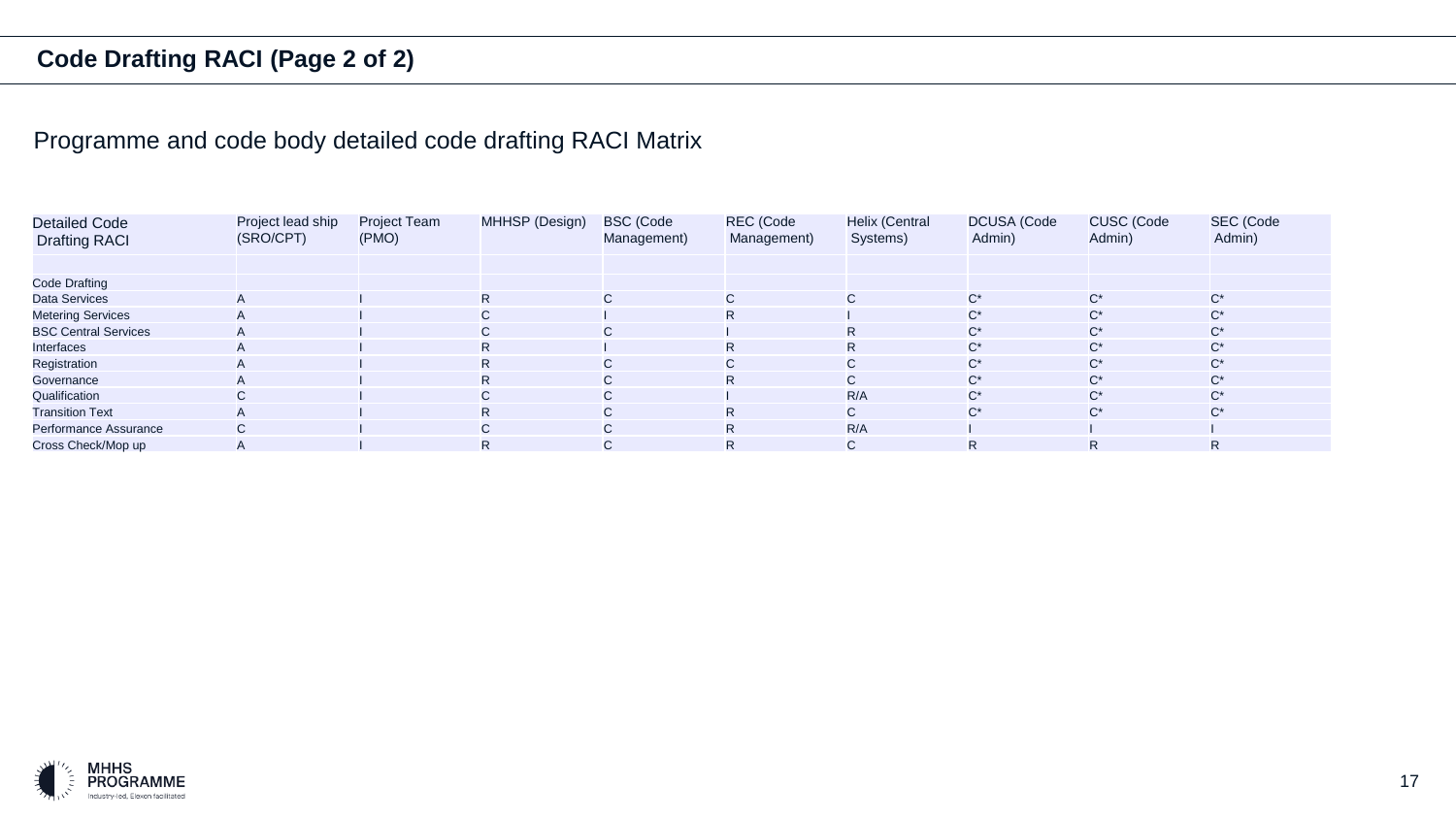## Code Drafting RACI (Page 2 of 2)

Programme and code body detailed code drafting RACI Matrix

| Detailed Code Drafting RACI | Project lead ship (SRO/CPT) | Project Team (PMO) | MHHSP (Design) | BSC (Code Management) | REC (Code Management) | Helix (Central Systems) | DCUSA (Code Admin) | CUSC (Code Admin) | SEC (Code Admin) |
|---|---|---|---|---|---|---|---|---|---|
| | | | | | | | | | |
| Code Drafting | | | | | | | | | |
| Data Services | A | I | R | C | C | C | C* | C* | C* |
| Metering Services | A | I | C | I | R | I | C* | C* | C* |
| BSC Central Services | A | I | C | C | I | R | C* | C* | C* |
| Interfaces | A | I | R | I | R | R | C* | C* | C* |
| Registration | A | I | R | C | C | C | C* | C* | C* |
| Governance | A | I | R | C | R | C | C* | C* | C* |
| Qualification | C | I | C | C | I | R/A | C* | C* | C* |
| Transition Text | A | I | R | C | R | C | C* | C* | C* |
| Performance Assurance | C | I | C | C | R | R/A | I | I | I |
| Cross Check/Mop up | A | I | R | C | R | C | R | R | R |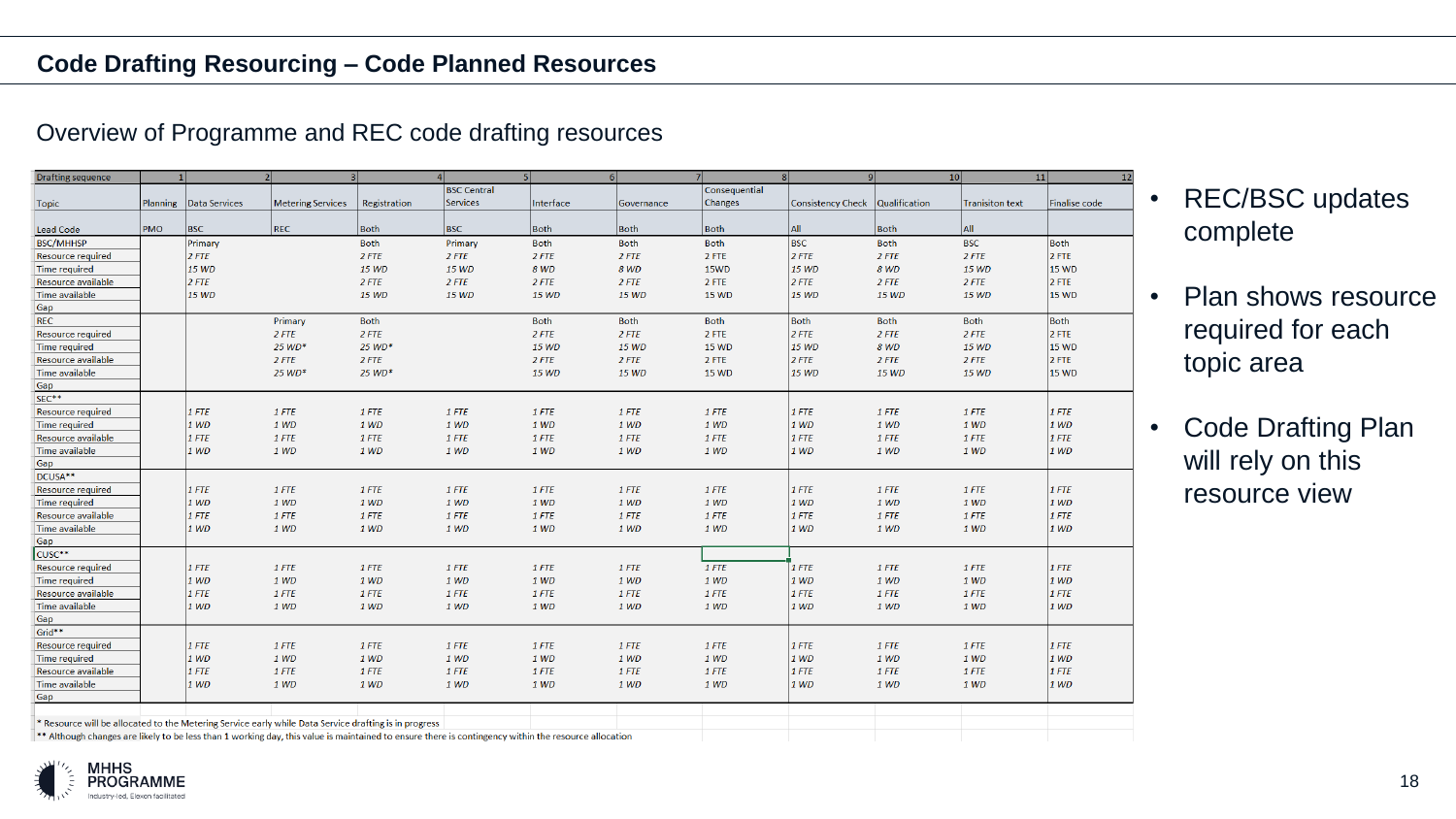## Code Drafting Resourcing – Code Planned Resources

Overview of Programme and REC code drafting resources

| Drafting sequence | 1 | 2 | 3 | 4 | 5 | 6 | 7 | 8 | 9 | 10 | 11 | 12 |
|---|---|---|---|---|---|---|---|---|---|---|---|---|
| Topic | Planning | Data Services | Metering Services | Registration | BSC Central Services | Interface | Governance | Consequential Changes | Consistency Check | Qualification | Tranisiton text | Finalise code |
| Lead Code | PMO | BSC | REC | Both | BSC | Both | Both | Both | All | Both | All | |
| BSC/MHHSP | | Primary | | Both | Primary | Both | Both | Both | BSC | Both | BSC | Both |
| Resource required | | 2 FTE | | 2 FTE | 2 FTE | 2 FTE | 2 FTE | 2 FTE | 2 FTE | 2 FTE | 2 FTE | 2 FTE |
| Time required | | 15 WD | | 15 WD | 15 WD | 8 WD | 8 WD | 15WD | 15 WD | 8 WD | 15 WD | 15 WD |
| Resource available | | 2 FTE | | 2 FTE | 2 FTE | 2 FTE | 2 FTE | 2 FTE | 2 FTE | 2 FTE | 2 FTE | 2 FTE |
| Time available | | 15 WD | | 15 WD | 15 WD | 15 WD | 15 WD | 15 WD | 15 WD | 15 WD | 15 WD | 15 WD |
| Gap | | | | | | | | | | | | |
| REC | | | Primary | Both | | Both | Both | Both | Both | Both | Both | Both |
| Resource required | | | 2 FTE | 2 FTE | | 2 FTE | 2 FTE | 2 FTE | 2 FTE | 2 FTE | 2 FTE | 2 FTE |
| Time required | | | 25 WD* | 25 WD* | | 15 WD | 15 WD | 15 WD | 15 WD | 8 WD | 15 WD | 15 WD |
| Resource available | | | 2 FTE | 2 FTE | | 2 FTE | 2 FTE | 2 FTE | 2 FTE | 2 FTE | 2 FTE | 2 FTE |
| Time available | | | 25 WD* | 25 WD* | | 15 WD | 15 WD | 15 WD | 15 WD | 15 WD | 15 WD | 15 WD |
| Gap | | | | | | | | | | | | |
| SEC** | | | | | | | | | | | | |
| Resource required | | 1 FTE | 1 FTE | 1 FTE | 1 FTE | 1 FTE | 1 FTE | 1 FTE | 1 FTE | 1 FTE | 1 FTE | 1 FTE |
| Time required | | 1 WD | 1 WD | 1 WD | 1 WD | 1 WD | 1 WD | 1 WD | 1 WD | 1 WD | 1 WD | 1 WD |
| Resource available | | 1 FTE | 1 FTE | 1 FTE | 1 FTE | 1 FTE | 1 FTE | 1 FTE | 1 FTE | 1 FTE | 1 FTE | 1 FTE |
| Time available | | 1 WD | 1 WD | 1 WD | 1 WD | 1 WD | 1 WD | 1 WD | 1 WD | 1 WD | 1 WD | 1 WD |
| Gap | | | | | | | | | | | | |
| DCUSA** | | | | | | | | | | | | |
| Resource required | | 1 FTE | 1 FTE | 1 FTE | 1 FTE | 1 FTE | 1 FTE | 1 FTE | 1 FTE | 1 FTE | 1 FTE | 1 FTE |
| Time required | | 1 WD | 1 WD | 1 WD | 1 WD | 1 WD | 1 WD | 1 WD | 1 WD | 1 WD | 1 WD | 1 WD |
| Resource available | | 1 FTE | 1 FTE | 1 FTE | 1 FTE | 1 FTE | 1 FTE | 1 FTE | 1 FTE | 1 FTE | 1 FTE | 1 FTE |
| Time available | | 1 WD | 1 WD | 1 WD | 1 WD | 1 WD | 1 WD | 1 WD | 1 WD | 1 WD | 1 WD | 1 WD |
| Gap | | | | | | | | | | | | |
| CUSC** | | | | | | | | | | | | |
| Resource required | | 1 FTE | 1 FTE | 1 FTE | 1 FTE | 1 FTE | 1 FTE | 1 FTE | 1 FTE | 1 FTE | 1 FTE | 1 FTE |
| Time required | | 1 WD | 1 WD | 1 WD | 1 WD | 1 WD | 1 WD | 1 WD | 1 WD | 1 WD | 1 WD | 1 WD |
| Resource available | | 1 FTE | 1 FTE | 1 FTE | 1 FTE | 1 FTE | 1 FTE | 1 FTE | 1 FTE | 1 FTE | 1 FTE | 1 FTE |
| Time available | | 1 WD | 1 WD | 1 WD | 1 WD | 1 WD | 1 WD | 1 WD | 1 WD | 1 WD | 1 WD | 1 WD |
| Gap | | | | | | | | | | | | |
| Grid** | | | | | | | | | | | | |
| Resource required | | 1 FTE | 1 FTE | 1 FTE | 1 FTE | 1 FTE | 1 FTE | 1 FTE | 1 FTE | 1 FTE | 1 FTE | 1 FTE |
| Time required | | 1 WD | 1 WD | 1 WD | 1 WD | 1 WD | 1 WD | 1 WD | 1 WD | 1 WD | 1 WD | 1 WD |
| Resource available | | 1 FTE | 1 FTE | 1 FTE | 1 FTE | 1 FTE | 1 FTE | 1 FTE | 1 FTE | 1 FTE | 1 FTE | 1 FTE |
| Time available | | 1 WD | 1 WD | 1 WD | 1 WD | 1 WD | 1 WD | 1 WD | 1 WD | 1 WD | 1 WD | 1 WD |
| Gap | | | | | | | | | | | | |

\* Resource will be allocated to the Metering Service early while Data Service drafting is in progress

** Although changes are likely to be less than 1 working day, this value is maintained to ensure there is contingency within the resource allocation

- REC/BSC updates complete
- Plan shows resource required for each topic area
- Code Drafting Plan will rely on this resource view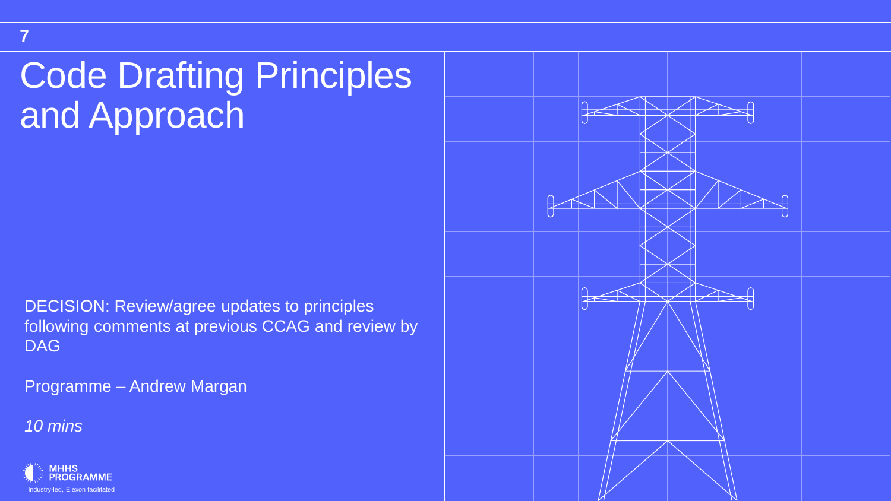# Code Drafting Principles and Approach

DECISION: Review/agree updates to principles following comments at previous CCAG and review by DAG

Programme – Andrew Margan

*10 mins*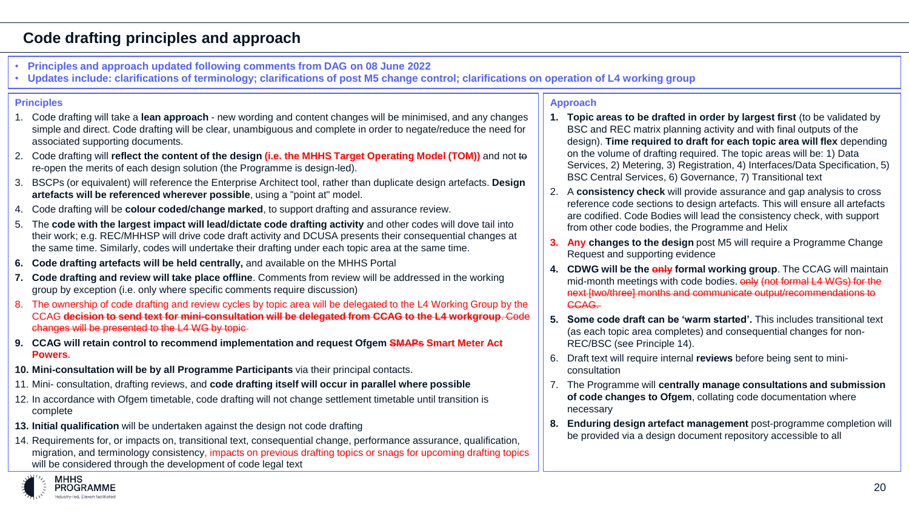# Code drafting principles and approach

- **Principles and approach updated following comments from DAG on 08 June 2022**
- **Updates include: clarifications of terminology; clarifications of post M5 change control; clarifications on operation of L4 working group**

## Principles

1. Code drafting will take a **lean approach** - new wording and content changes will be minimised, and any changes simple and direct. Code drafting will be clear, unambiguous and complete in order to negate/reduce the need for associated supporting documents.
2. Code drafting will **reflect the content of the design (i.e. the MHHS Target Operating Model (TOM))** and not ~~to~~ re-open the merits of each design solution (the Programme is design-led).
3. BSCPs (or equivalent) will reference the Enterprise Architect tool, rather than duplicate design artefacts. **Design artefacts will be referenced wherever possible**, using a "point at" model.
4. Code drafting will be **colour coded/change marked**, to support drafting and assurance review.
5. The **code with the largest impact will lead/dictate code drafting activity** and other codes will dove tail into their work; e.g. REC/MHHSP will drive code draft activity and DCUSA presents their consequential changes at the same time. Similarly, codes will undertake their drafting under each topic area at the same time.
6. **Code drafting artefacts will be held centrally,** and available on the MHHS Portal
7. **Code drafting and review will take place offline**. Comments from review will be addressed in the working group by exception (i.e. only where specific comments require discussion)
8. The ownership of code drafting and review cycles by topic area will be delegated to the L4 Working Group by the CCAG ~~**decision to send text for mini-consultation will be delegated from CCAG to the L4 workgroup**. Code changes will be presented to the L4 WG by topic~~
9. **CCAG will retain control to recommend implementation and request Ofgem ~~SMAPs~~ Smart Meter Act Powers**.
10. **Mini-consultation will be by all Programme Participants** via their principal contacts.
11. Mini- consultation, drafting reviews, and **code drafting itself will occur in parallel where possible**
12. In accordance with Ofgem timetable, code drafting will not change settlement timetable until transition is complete
13. **Initial qualification** will be undertaken against the design not code drafting
14. Requirements for, or impacts on, transitional text, consequential change, performance assurance, qualification, migration, and terminology consistency, impacts on previous drafting topics or snags for upcoming drafting topics will be considered through the development of code legal text

## Approach

1. **Topic areas to be drafted in order by largest first** (to be validated by BSC and REC matrix planning activity and with final outputs of the design). **Time required to draft for each topic area will flex** depending on the volume of drafting required. The topic areas will be: 1) Data Services, 2) Metering, 3) Registration, 4) Interfaces/Data Specification, 5) BSC Central Services, 6) Governance, 7) Transitional text
2. A **consistency check** will provide assurance and gap analysis to cross reference code sections to design artefacts. This will ensure all artefacts are codified. Code Bodies will lead the consistency check, with support from other code bodies, the Programme and Helix
3. **Any changes to the design** post M5 will require a Programme Change Request and supporting evidence
4. **CDWG will be the ~~only~~ formal working group**. The CCAG will maintain mid-month meetings with code bodies. ~~only (not formal L4 WGs) for the next [two/three] months and communicate output/recommendations to CCAG.~~
5. **Some code draft can be 'warm started'.** This includes transitional text (as each topic area completes) and consequential changes for non-REC/BSC (see Principle 14).
6. Draft text will require internal **reviews** before being sent to mini-consultation
7. The Programme will **centrally manage consultations and submission of code changes to Ofgem**, collating code documentation where necessary
8. **Enduring design artefact management** post-programme completion will be provided via a design document repository accessible to all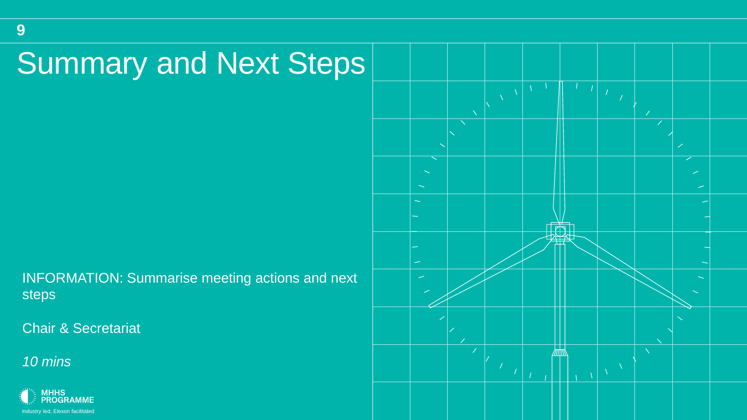9

# Summary and Next Steps

INFORMATION: Summarise meeting actions and next steps

Chair & Secretariat

*10 mins*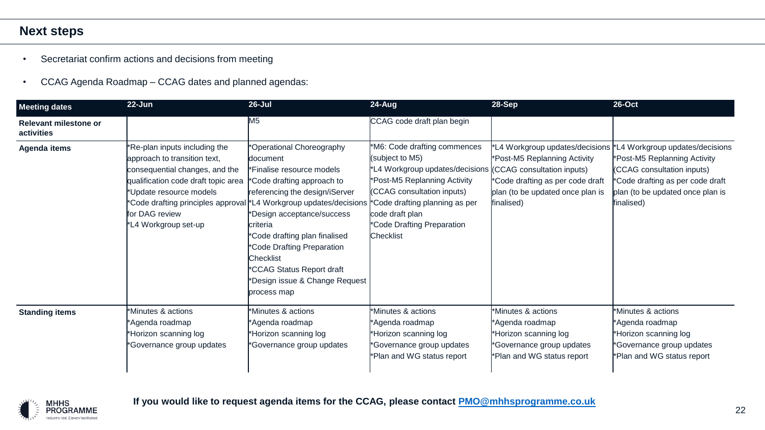## Next steps

- Secretariat confirm actions and decisions from meeting
- CCAG Agenda Roadmap – CCAG dates and planned agendas:

| Meeting dates | 22-Jun | 26-Jul | 24-Aug | 28-Sep | 26-Oct |
|---|---|---|---|---|---|
| Relevant milestone or activities | | M5 | CCAG code draft plan begin | | |
| Agenda items | *Re-plan inputs including the approach to transition text, consequential changes, and the qualification code draft topic area<br>*Update resource models<br>*Code drafting principles approval for DAG review<br>*L4 Workgroup set-up | *Operational Choreography document<br>*Finalise resource models<br>*Code drafting approach to referencing the design/iServer<br>*L4 Workgroup updates/decisions<br>*Design acceptance/success criteria<br>*Code drafting plan finalised<br>*Code Drafting Preparation Checklist<br>*CCAG Status Report draft<br>*Design issue & Change Request process map | *M6: Code drafting commences (subject to M5)<br>*L4 Workgroup updates/decisions<br>*Post-M5 Replanning Activity (CCAG consultation inputs)<br>*Code drafting planning as per code draft plan<br>*Code Drafting Preparation Checklist | *L4 Workgroup updates/decisions<br>*Post-M5 Replanning Activity (CCAG consultation inputs)<br>*Code drafting as per code draft plan (to be updated once plan is finalised) | *L4 Workgroup updates/decisions<br>*Post-M5 Replanning Activity (CCAG consultation inputs)<br>*Code drafting as per code draft plan (to be updated once plan is finalised) |
| Standing items | *Minutes & actions<br>*Agenda roadmap<br>*Horizon scanning log<br>*Governance group updates | *Minutes & actions<br>*Agenda roadmap<br>*Horizon scanning log<br>*Governance group updates | *Minutes & actions<br>*Agenda roadmap<br>*Horizon scanning log<br>*Governance group updates<br>*Plan and WG status report | *Minutes & actions<br>*Agenda roadmap<br>*Horizon scanning log<br>*Governance group updates<br>*Plan and WG status report | *Minutes & actions<br>*Agenda roadmap<br>*Horizon scanning log<br>*Governance group updates<br>*Plan and WG status report |

**If you would like to request agenda items for the CCAG, please contact [PMO@mhhsprogramme.co.uk](mailto:PMO@mhhsprogramme.co.uk)**